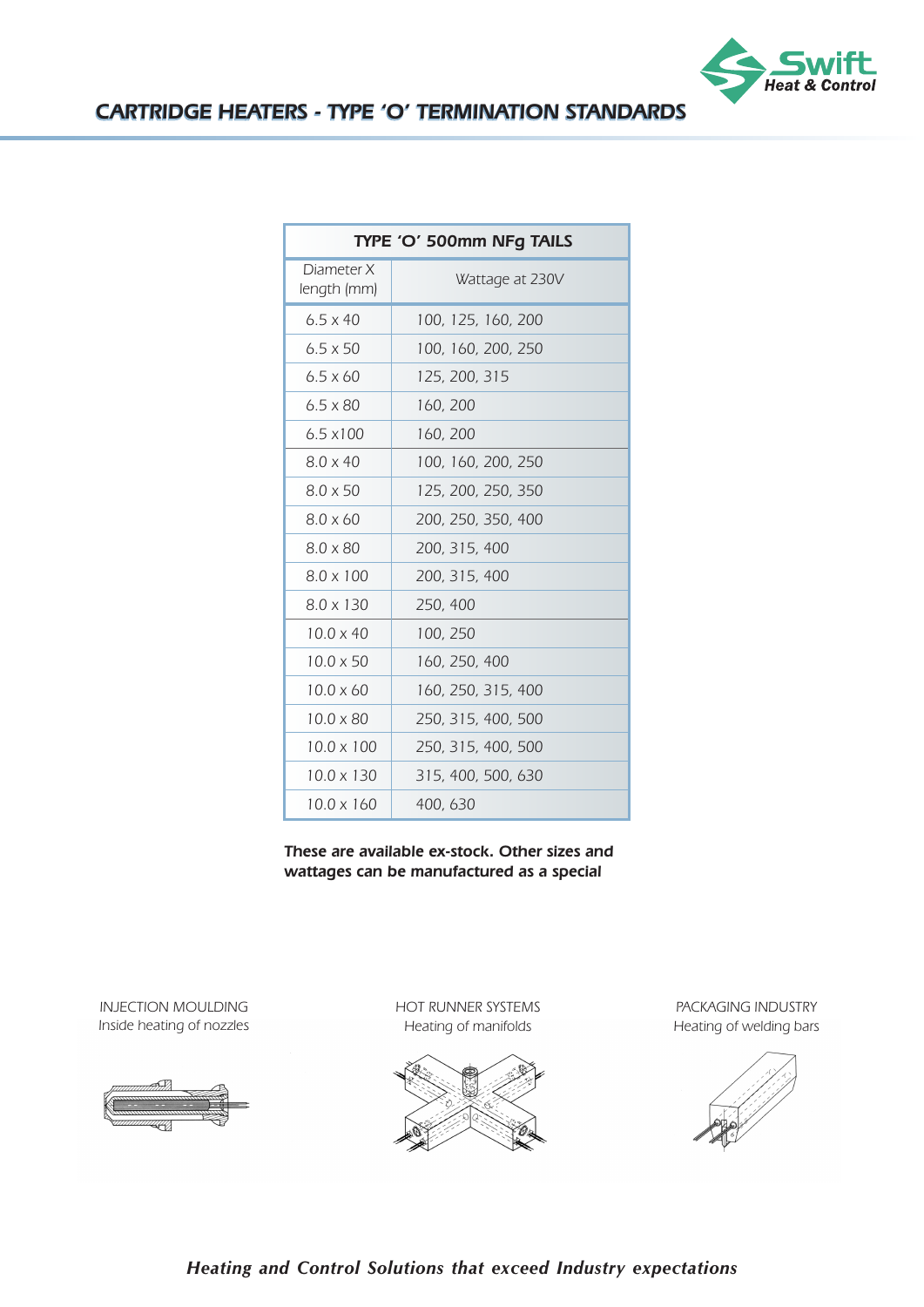# CARTRIDGE HEATERS - TYPE 'O' TERMINATION STANDARDS

| TYPE 'O' 500mm NFg TAILS | |
|---|---|
| Diameter X length (mm) | Wattage at 230V |
| 6.5 x 40 | 100, 125, 160, 200 |
| 6.5 x 50 | 100, 160, 200, 250 |
| 6.5 x 60 | 125, 200, 315 |
| 6.5 x 80 | 160, 200 |
| 6.5 x100 | 160, 200 |
| 8.0 x 40 | 100, 160, 200, 250 |
| 8.0 x 50 | 125, 200, 250, 350 |
| 8.0 x 60 | 200, 250, 350, 400 |
| 8.0 x 80 | 200, 315, 400 |
| 8.0 x 100 | 200, 315, 400 |
| 8.0 x 130 | 250, 400 |
| 10.0 x 40 | 100, 250 |
| 10.0 x 50 | 160, 250, 400 |
| 10.0 x 60 | 160, 250, 315, 400 |
| 10.0 x 80 | 250, 315, 400, 500 |
| 10.0 x 100 | 250, 315, 400, 500 |
| 10.0 x 130 | 315, 400, 500, 630 |
| 10.0 x 160 | 400, 630 |

**These are available ex-stock. Other sizes and wattages can be manufactured as a special**

INJECTION MOULDING
Inside heating of nozzles

HOT RUNNER SYSTEMS
Heating of manifolds

PACKAGING INDUSTRY
Heating of welding bars

***Heating and Control Solutions that exceed Industry expectations***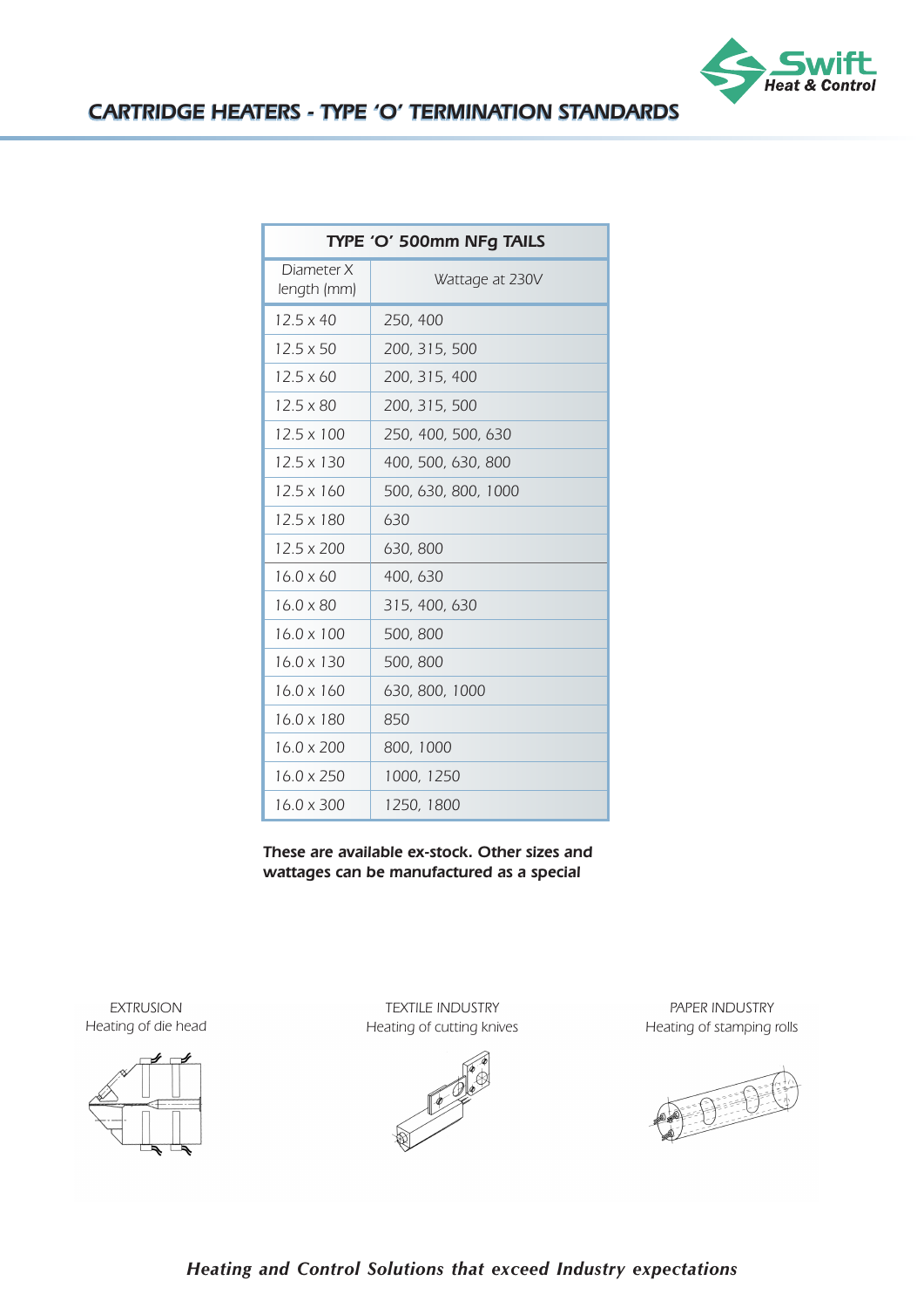# CARTRIDGE HEATERS - TYPE 'O' TERMINATION STANDARDS

| TYPE 'O' 500mm NFg TAILS | |
|---|---|
| Diameter X length (mm) | Wattage at 230V |
| 12.5 x 40 | 250, 400 |
| 12.5 x 50 | 200, 315, 500 |
| 12.5 x 60 | 200, 315, 400 |
| 12.5 x 80 | 200, 315, 500 |
| 12.5 x 100 | 250, 400, 500, 630 |
| 12.5 x 130 | 400, 500, 630, 800 |
| 12.5 x 160 | 500, 630, 800, 1000 |
| 12.5 x 180 | 630 |
| 12.5 x 200 | 630, 800 |
| 16.0 x 60 | 400, 630 |
| 16.0 x 80 | 315, 400, 630 |
| 16.0 x 100 | 500, 800 |
| 16.0 x 130 | 500, 800 |
| 16.0 x 160 | 630, 800, 1000 |
| 16.0 x 180 | 850 |
| 16.0 x 200 | 800, 1000 |
| 16.0 x 250 | 1000, 1250 |
| 16.0 x 300 | 1250, 1800 |

**These are available ex-stock. Other sizes and wattages can be manufactured as a special**

EXTRUSION
Heating of die head

TEXTILE INDUSTRY
Heating of cutting knives

PAPER INDUSTRY
Heating of stamping rolls

*Heating and Control Solutions that exceed Industry expectations*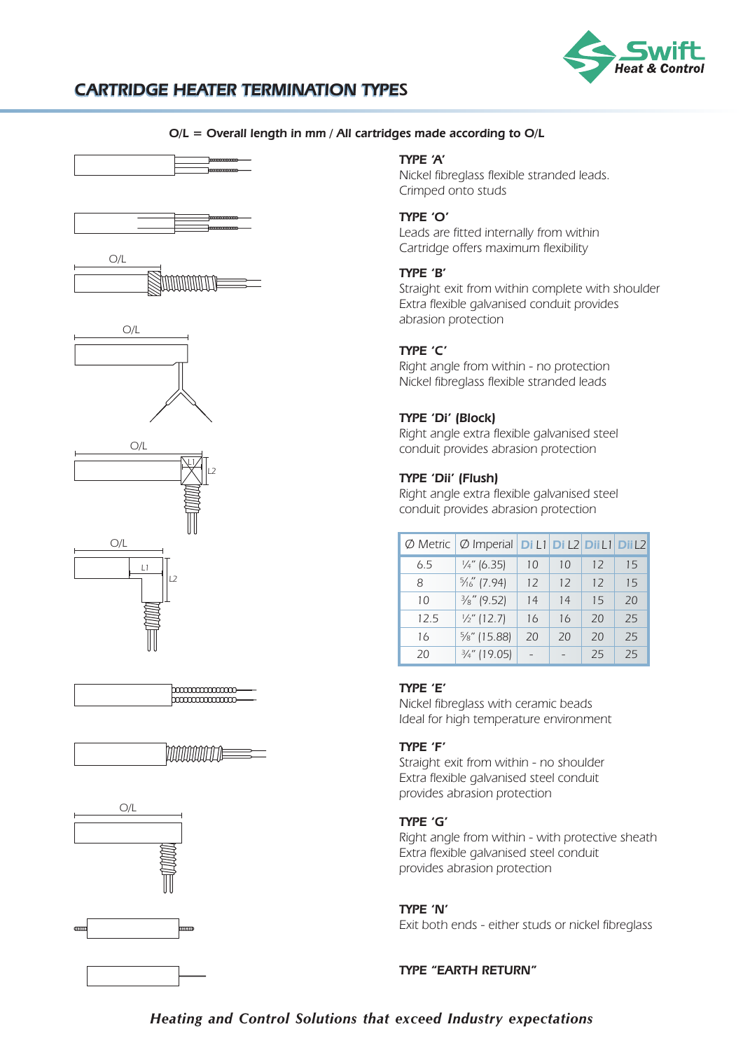# CARTRIDGE HEATER TERMINATION TYPES

**O/L = Overall length in mm / All cartridges made according to O/L**

O/L

O/L

O/L

L1

L2

O/L

L1

L2

O/L

**TYPE 'A'**
Nickel fibreglass flexible stranded leads.
Crimped onto studs

**TYPE 'O'**
Leads are fitted internally from within
Cartridge offers maximum flexibility

**TYPE 'B'**
Straight exit from within complete with shoulder
Extra flexible galvanised conduit provides
abrasion protection

**TYPE 'C'**
Right angle from within - no protection
Nickel fibreglass flexible stranded leads

**TYPE 'Di' (Block)**
Right angle extra flexible galvanised steel
conduit provides abrasion protection

**TYPE 'Dii' (Flush)**
Right angle extra flexible galvanised steel
conduit provides abrasion protection

| Ø Metric | Ø Imperial | Di L1 | Di L2 | Dii L1 | Dii L2 |
|---|---|---|---|---|---|
| 6.5 | ¼" (6.35) | 10 | 10 | 12 | 15 |
| 8 | 5⁄16" (7.94) | 12 | 12 | 12 | 15 |
| 10 | ⅜" (9.52) | 14 | 14 | 15 | 20 |
| 12.5 | ½" (12.7) | 16 | 16 | 20 | 25 |
| 16 | ⅝" (15.88) | 20 | 20 | 20 | 25 |
| 20 | ¾" (19.05) | - | - | 25 | 25 |

**TYPE 'E'**
Nickel fibreglass with ceramic beads
Ideal for high temperature environment

**TYPE 'F'**
Straight exit from within - no shoulder
Extra flexible galvanised steel conduit
provides abrasion protection

**TYPE 'G'**
Right angle from within - with protective sheath
Extra flexible galvanised steel conduit
provides abrasion protection

**TYPE 'N'**
Exit both ends - either studs or nickel fibreglass

**TYPE "EARTH RETURN"**

*Heating and Control Solutions that exceed Industry expectations*